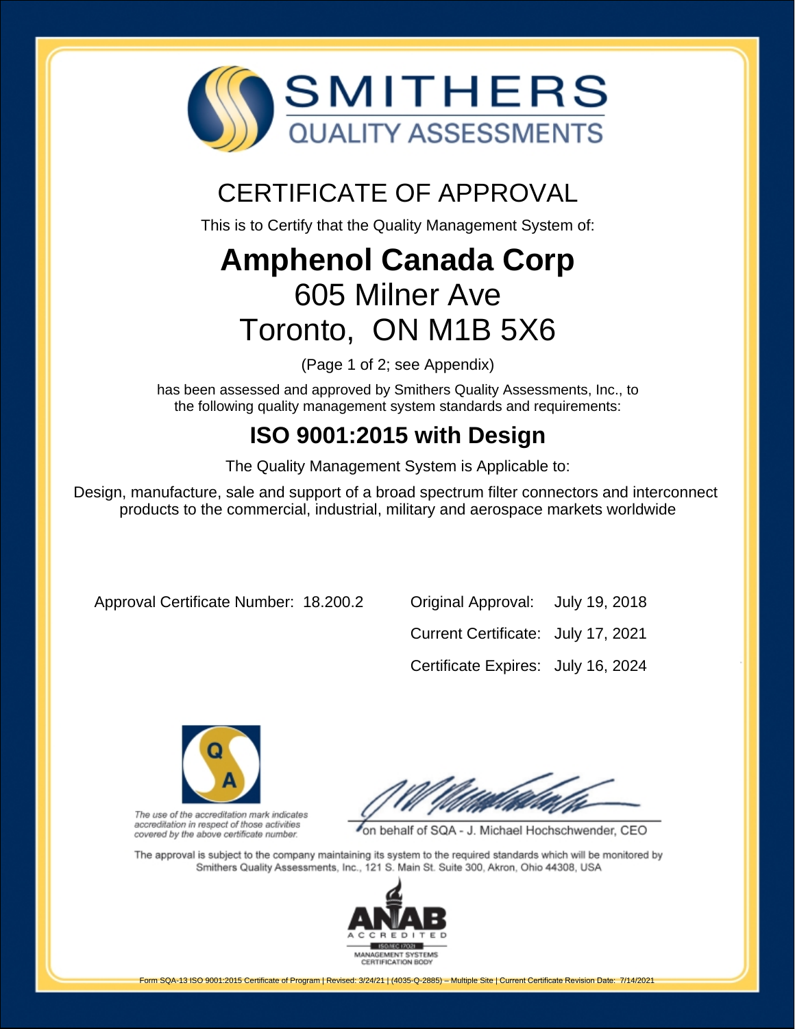# SMITHERS
## QUALITY ASSESSMENTS

## CERTIFICATE OF APPROVAL

This is to Certify that the Quality Management System of:

# Amphenol Canada Corp
605 Milner Ave
Toronto, ON M1B 5X6

(Page 1 of 2; see Appendix)

has been assessed and approved by Smithers Quality Assessments, Inc., to the following quality management system standards and requirements:

## ISO 9001:2015 with Design

The Quality Management System is Applicable to:

Design, manufacture, sale and support of a broad spectrum filter connectors and interconnect products to the commercial, industrial, military and aerospace markets worldwide

Approval Certificate Number: 18.200.2

| | |
|---|---|
| Original Approval: | July 19, 2018 |
| Current Certificate: | July 17, 2021 |
| Certificate Expires: | July 16, 2024 |

*The use of the accreditation mark indicates accreditation in respect of those activities covered by the above certificate number.*

on behalf of SQA - J. Michael Hochschwender, CEO

The approval is subject to the company maintaining its system to the required standards which will be monitored by Smithers Quality Assessments, Inc., 121 S. Main St. Suite 300, Akron, Ohio 44308, USA

ANAB ACCREDITED ISO/IEC 17021 MANAGEMENT SYSTEMS CERTIFICATION BODY

Form SQA-13 ISO 9001:2015 Certificate of Program | Revised: 3/24/21 | (4035-Q-2885) – Multiple Site | Current Certificate Revision Date: 7/14/2021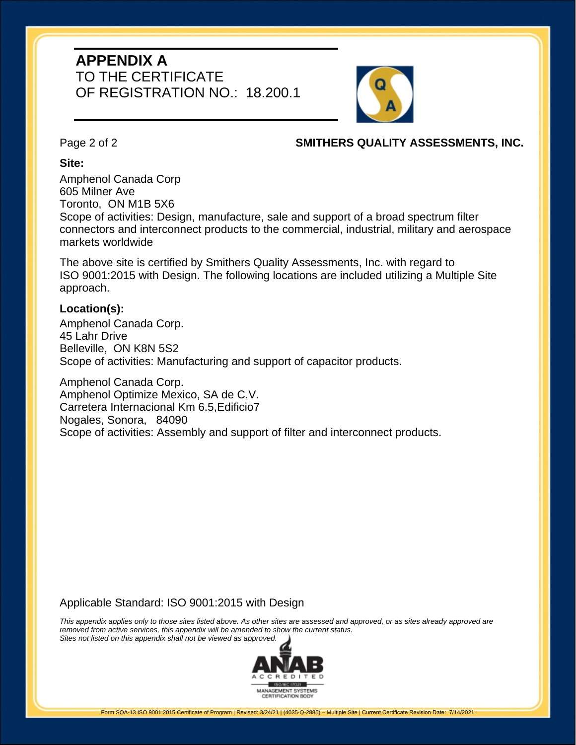# APPENDIX A

TO THE CERTIFICATE
OF REGISTRATION NO.: 18.200.1

**SMITHERS QUALITY ASSESSMENTS, INC.**

**Site:**

Amphenol Canada Corp
605 Milner Ave
Toronto, ON M1B 5X6
Scope of activities: Design, manufacture, sale and support of a broad spectrum filter connectors and interconnect products to the commercial, industrial, military and aerospace markets worldwide

The above site is certified by Smithers Quality Assessments, Inc. with regard to ISO 9001:2015 with Design. The following locations are included utilizing a Multiple Site approach.

**Location(s):**

Amphenol Canada Corp.
45 Lahr Drive
Belleville, ON K8N 5S2
Scope of activities: Manufacturing and support of capacitor products.

Amphenol Canada Corp.
Amphenol Optimize Mexico, SA de C.V.
Carretera Internacional Km 6.5,Edificio7
Nogales, Sonora, 84090
Scope of activities: Assembly and support of filter and interconnect products.

Applicable Standard: ISO 9001:2015 with Design

*This appendix applies only to those sites listed above. As other sites are assessed and approved, or as sites already approved are removed from active services, this appendix will be amended to show the current status.*
*Sites not listed on this appendix shall not be viewed as approved.*

ANAB ACCREDITED ISO/IEC 17021 MANAGEMENT SYSTEMS CERTIFICATION BODY

Form SQA-13 ISO 9001:2015 Certificate of Program | Revised: 3/24/21 | (4035-Q-2885) – Multiple Site | Current Certificate Revision Date: 7/14/2021